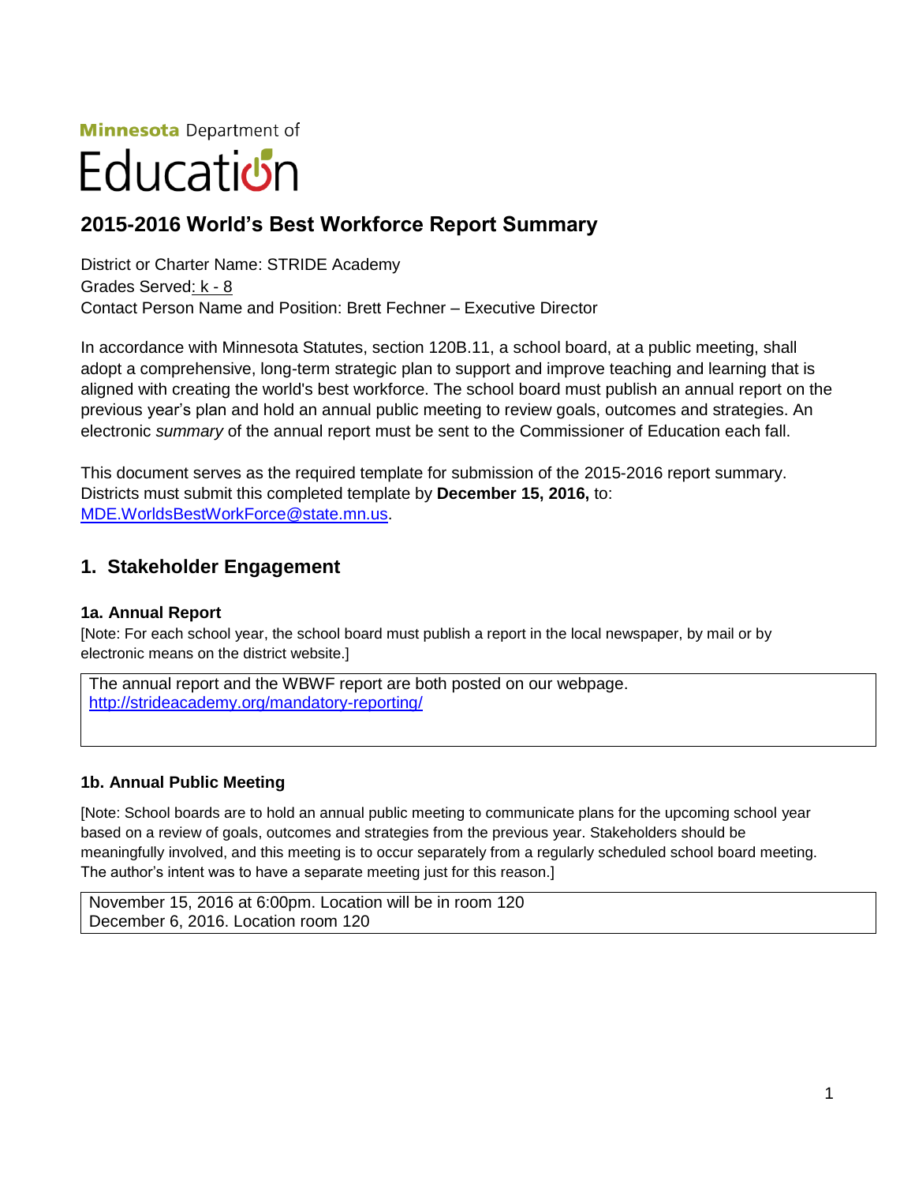Minnesota Department of

Education

## 2015-2016 World's Best Workforce Report Summary

District or Charter Name: STRIDE Academy
Grades Served: k - 8
Contact Person Name and Position: Brett Fechner – Executive Director

In accordance with Minnesota Statutes, section 120B.11, a school board, at a public meeting, shall adopt a comprehensive, long-term strategic plan to support and improve teaching and learning that is aligned with creating the world's best workforce. The school board must publish an annual report on the previous year's plan and hold an annual public meeting to review goals, outcomes and strategies. An electronic *summary* of the annual report must be sent to the Commissioner of Education each fall.

This document serves as the required template for submission of the 2015-2016 report summary. Districts must submit this completed template by **December 15, 2016,** to: MDE.WorldsBestWorkForce@state.mn.us.

## 1. Stakeholder Engagement

### 1a. Annual Report

[Note: For each school year, the school board must publish a report in the local newspaper, by mail or by electronic means on the district website.]

The annual report and the WBWF report are both posted on our webpage.
http://strideacademy.org/mandatory-reporting/

### 1b. Annual Public Meeting

[Note: School boards are to hold an annual public meeting to communicate plans for the upcoming school year based on a review of goals, outcomes and strategies from the previous year. Stakeholders should be meaningfully involved, and this meeting is to occur separately from a regularly scheduled school board meeting. The author's intent was to have a separate meeting just for this reason.]

November 15, 2016 at 6:00pm. Location will be in room 120
December 6, 2016. Location room 120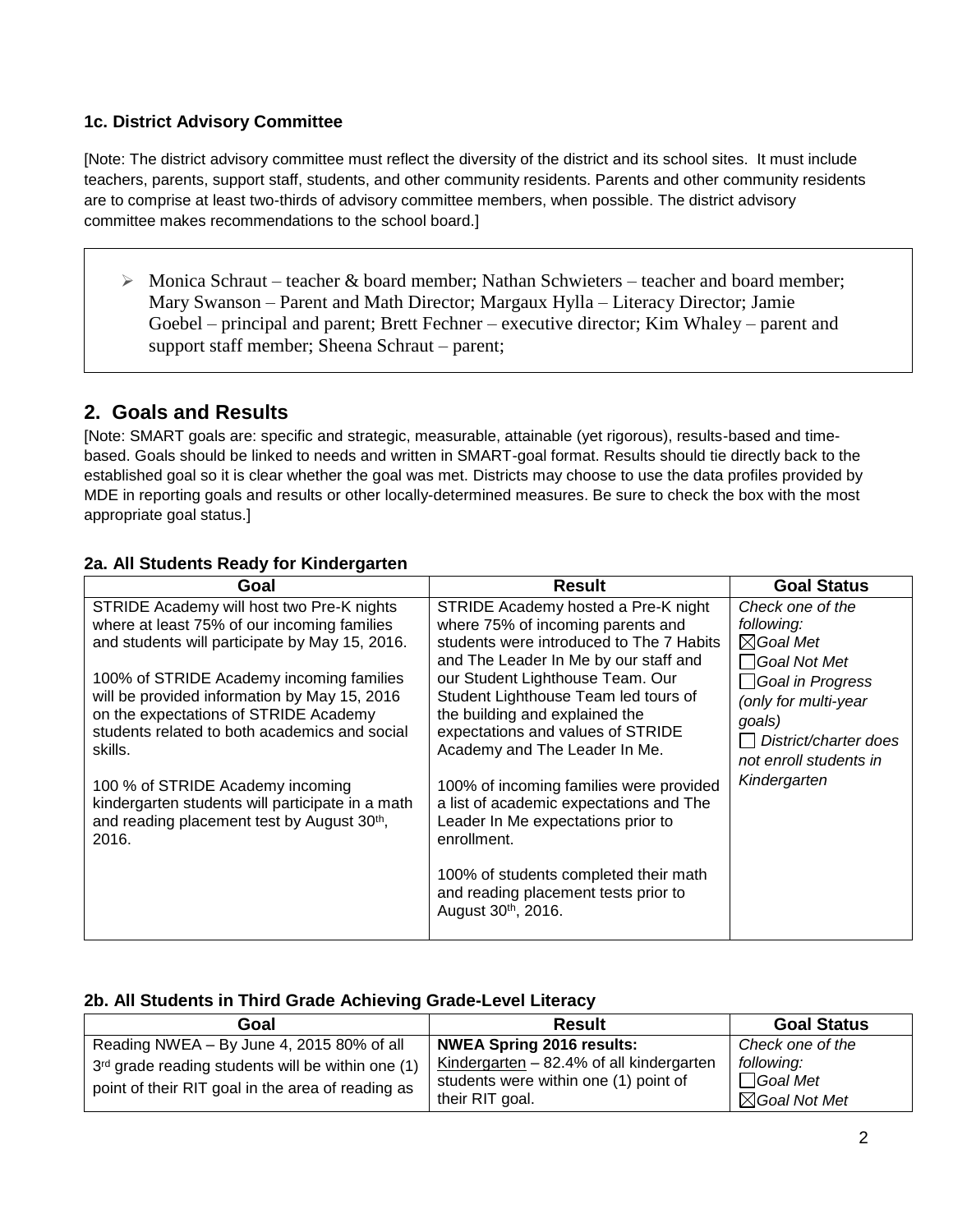### 1c. District Advisory Committee

[Note: The district advisory committee must reflect the diversity of the district and its school sites. It must include teachers, parents, support staff, students, and other community residents. Parents and other community residents are to comprise at least two-thirds of advisory committee members, when possible. The district advisory committee makes recommendations to the school board.]

- Monica Schraut – teacher & board member; Nathan Schwieters – teacher and board member; Mary Swanson – Parent and Math Director; Margaux Hylla – Literacy Director; Jamie Goebel – principal and parent; Brett Fechner – executive director; Kim Whaley – parent and support staff member; Sheena Schraut – parent;

## 2. Goals and Results

[Note: SMART goals are: specific and strategic, measurable, attainable (yet rigorous), results-based and time-based. Goals should be linked to needs and written in SMART-goal format. Results should tie directly back to the established goal so it is clear whether the goal was met. Districts may choose to use the data profiles provided by MDE in reporting goals and results or other locally-determined measures. Be sure to check the box with the most appropriate goal status.]

### 2a. All Students Ready for Kindergarten

| Goal | Result | Goal Status |
|---|---|---|
| STRIDE Academy will host two Pre-K nights where at least 75% of our incoming families and students will participate by May 15, 2016.<br><br>100% of STRIDE Academy incoming families will be provided information by May 15, 2016 on the expectations of STRIDE Academy students related to both academics and social skills.<br><br>100 % of STRIDE Academy incoming kindergarten students will participate in a math and reading placement test by August 30th, 2016. | STRIDE Academy hosted a Pre-K night where 75% of incoming parents and students were introduced to The 7 Habits and The Leader In Me by our staff and our Student Lighthouse Team. Our Student Lighthouse Team led tours of the building and explained the expectations and values of STRIDE Academy and The Leader In Me.<br><br>100% of incoming families were provided a list of academic expectations and The Leader In Me expectations prior to enrollment.<br><br>100% of students completed their math and reading placement tests prior to August 30th, 2016. | *Check one of the following:*<br>☒ *Goal Met*<br>☐ *Goal Not Met*<br>☐ *Goal in Progress (only for multi-year goals)*<br>☐ *District/charter does not enroll students in Kindergarten* |

### 2b. All Students in Third Grade Achieving Grade-Level Literacy

| Goal | Result | Goal Status |
|---|---|---|
| Reading NWEA – By June 4, 2015 80% of all 3rd grade reading students will be within one (1) point of their RIT goal in the area of reading as | **NWEA Spring 2016 results:**<br>Kindergarten – 82.4% of all kindergarten students were within one (1) point of their RIT goal. | *Check one of the following:*<br>☐ *Goal Met*<br>☒ *Goal Not Met* |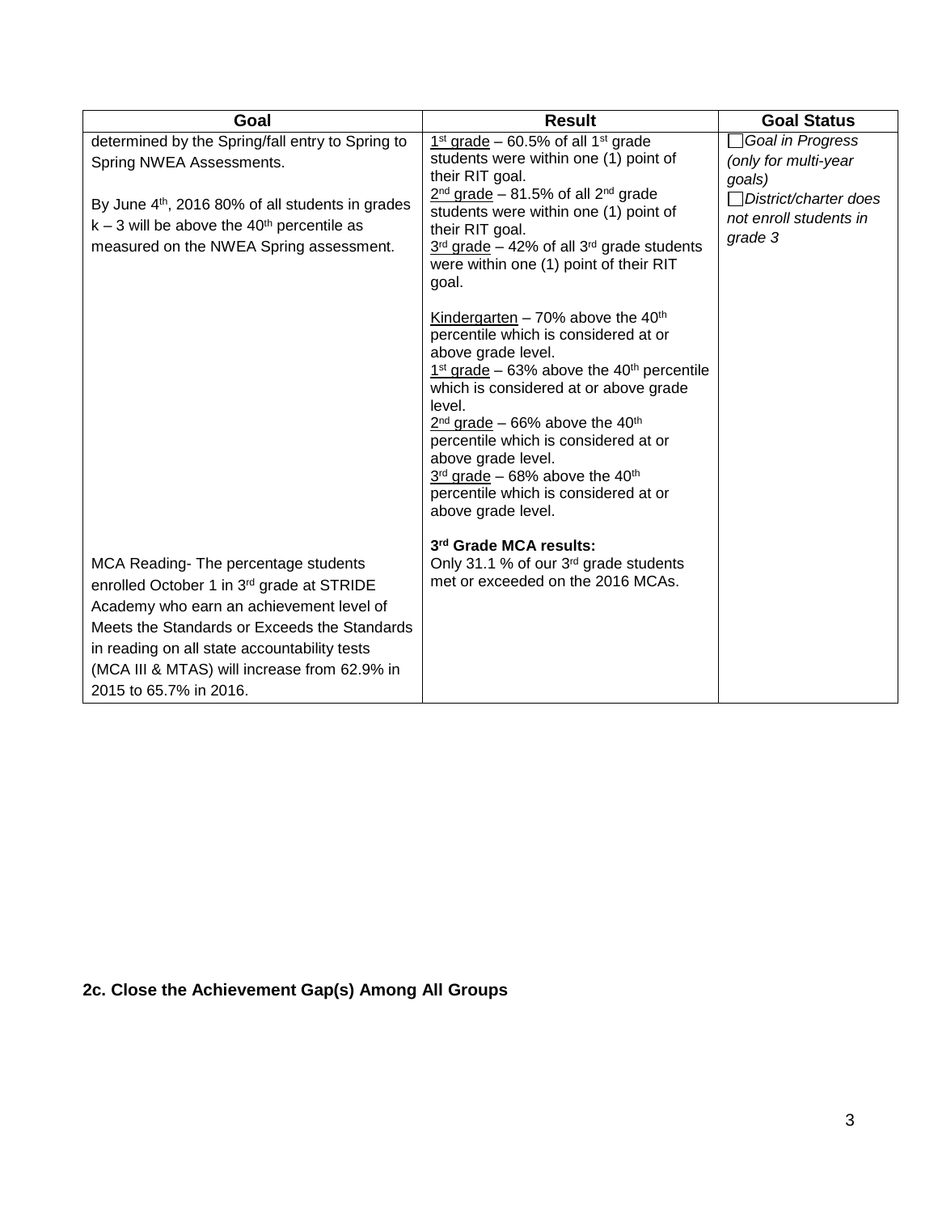| Goal | Result | Goal Status |
|---|---|---|
| determined by the Spring/fall entry to Spring to Spring NWEA Assessments.<br><br>By June 4th, 2016 80% of all students in grades k – 3 will be above the 40th percentile as measured on the NWEA Spring assessment.<br><br>MCA Reading- The percentage students enrolled October 1 in 3rd grade at STRIDE Academy who earn an achievement level of Meets the Standards or Exceeds the Standards in reading on all state accountability tests (MCA III & MTAS) will increase from 62.9% in 2015 to 65.7% in 2016. | <u>1st grade</u> – 60.5% of all 1st grade students were within one (1) point of their RIT goal.<br><u>2nd grade</u> – 81.5% of all 2nd grade students were within one (1) point of their RIT goal.<br><u>3rd grade</u> – 42% of all 3rd grade students were within one (1) point of their RIT goal.<br><br><u>Kindergarten</u> – 70% above the 40th percentile which is considered at or above grade level.<br><u>1st grade</u> – 63% above the 40th percentile which is considered at or above grade level.<br><u>2nd grade</u> – 66% above the 40th percentile which is considered at or above grade level.<br><u>3rd grade</u> – 68% above the 40th percentile which is considered at or above grade level.<br><br>**3rd Grade MCA results:**<br>Only 31.1 % of our 3rd grade students met or exceeded on the 2016 MCAs. | ☐ *Goal in Progress (only for multi-year goals)*<br>☐ *District/charter does not enroll students in grade 3* |

### 2c. Close the Achievement Gap(s) Among All Groups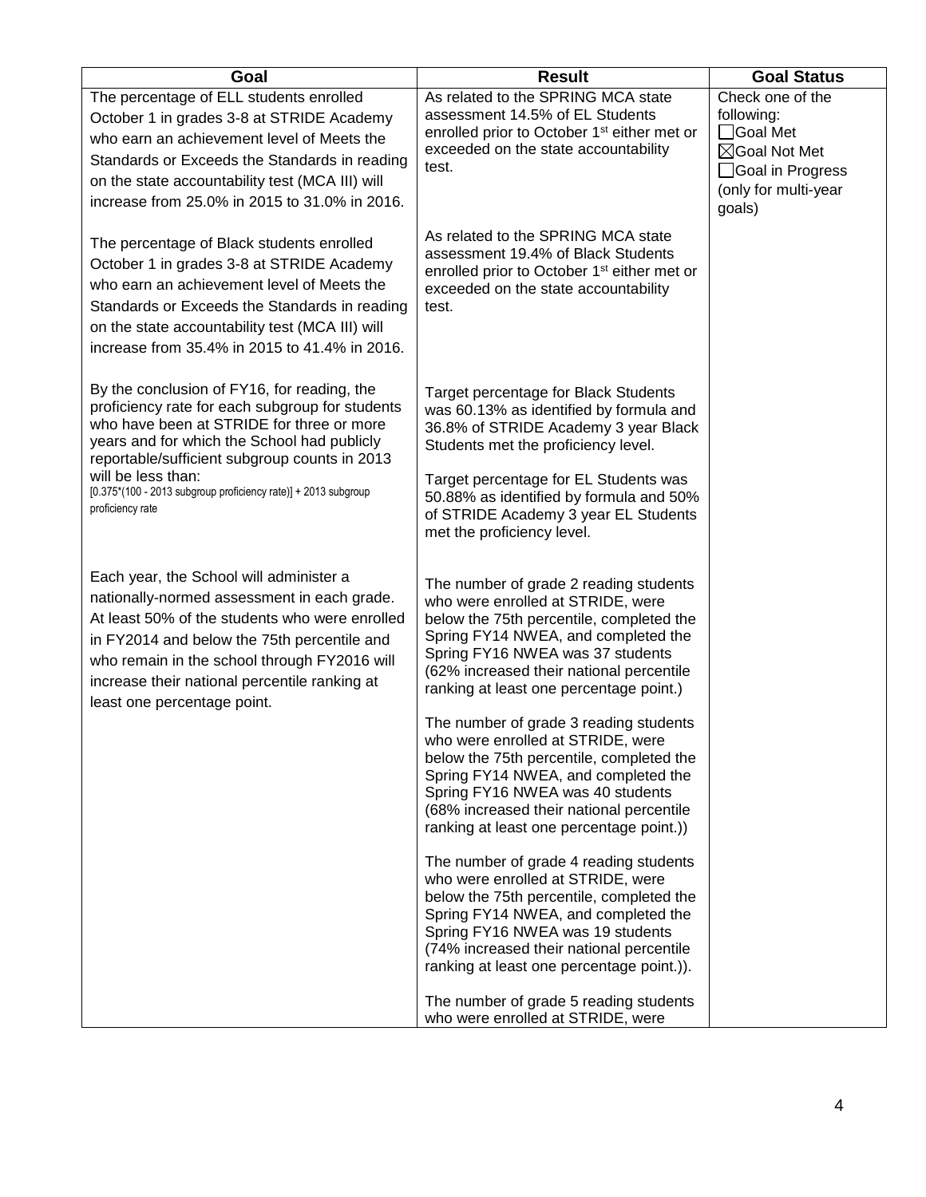| Goal | Result | Goal Status |
|---|---|---|
| The percentage of ELL students enrolled October 1 in grades 3-8 at STRIDE Academy who earn an achievement level of Meets the Standards or Exceeds the Standards in reading on the state accountability test (MCA III) will increase from 25.0% in 2015 to 31.0% in 2016. | As related to the SPRING MCA state assessment 14.5% of EL Students enrolled prior to October 1st either met or exceeded on the state accountability test. | Check one of the following: ☐Goal Met ☒Goal Not Met ☐Goal in Progress (only for multi-year goals) |
| The percentage of Black students enrolled October 1 in grades 3-8 at STRIDE Academy who earn an achievement level of Meets the Standards or Exceeds the Standards in reading on the state accountability test (MCA III) will increase from 35.4% in 2015 to 41.4% in 2016. | As related to the SPRING MCA state assessment 19.4% of Black Students enrolled prior to October 1st either met or exceeded on the state accountability test. | |
| By the conclusion of FY16, for reading, the proficiency rate for each subgroup for students who have been at STRIDE for three or more years and for which the School had publicly reportable/sufficient subgroup counts in 2013 will be less than: [0.375*(100 - 2013 subgroup proficiency rate)] + 2013 subgroup proficiency rate | Target percentage for Black Students was 60.13% as identified by formula and 36.8% of STRIDE Academy 3 year Black Students met the proficiency level.<br><br>Target percentage for EL Students was 50.88% as identified by formula and 50% of STRIDE Academy 3 year EL Students met the proficiency level. | |
| Each year, the School will administer a nationally-normed assessment in each grade. At least 50% of the students who were enrolled in FY2014 and below the 75th percentile and who remain in the school through FY2016 will increase their national percentile ranking at least one percentage point. | The number of grade 2 reading students who were enrolled at STRIDE, were below the 75th percentile, completed the Spring FY14 NWEA, and completed the Spring FY16 NWEA was 37 students (62% increased their national percentile ranking at least one percentage point.)<br><br>The number of grade 3 reading students who were enrolled at STRIDE, were below the 75th percentile, completed the Spring FY14 NWEA, and completed the Spring FY16 NWEA was 40 students (68% increased their national percentile ranking at least one percentage point.))<br><br>The number of grade 4 reading students who were enrolled at STRIDE, were below the 75th percentile, completed the Spring FY14 NWEA, and completed the Spring FY16 NWEA was 19 students (74% increased their national percentile ranking at least one percentage point.)).<br><br>The number of grade 5 reading students who were enrolled at STRIDE, were | |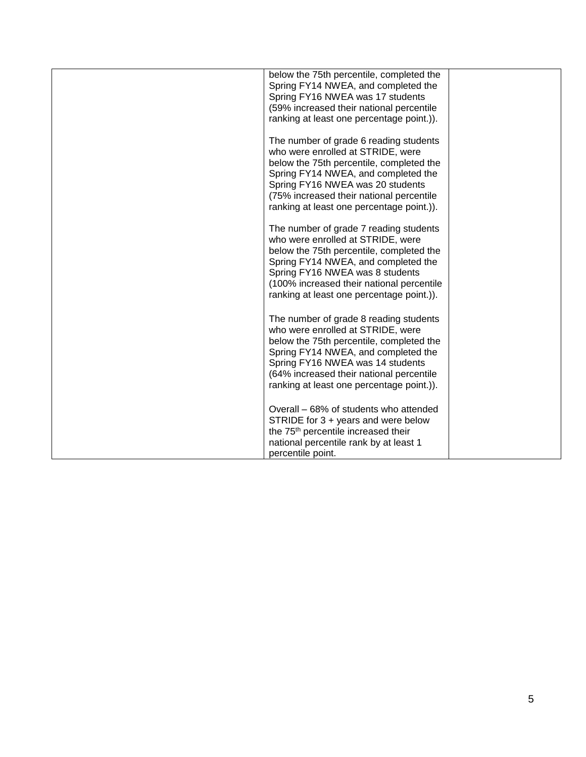|  |  |  |
|---|---|---|
|  | below the 75th percentile, completed the Spring FY14 NWEA, and completed the Spring FY16 NWEA was 17 students (59% increased their national percentile ranking at least one percentage point.)).<br><br>The number of grade 6 reading students who were enrolled at STRIDE, were below the 75th percentile, completed the Spring FY14 NWEA, and completed the Spring FY16 NWEA was 20 students (75% increased their national percentile ranking at least one percentage point.)).<br><br>The number of grade 7 reading students who were enrolled at STRIDE, were below the 75th percentile, completed the Spring FY14 NWEA, and completed the Spring FY16 NWEA was 8 students (100% increased their national percentile ranking at least one percentage point.)).<br><br>The number of grade 8 reading students who were enrolled at STRIDE, were below the 75th percentile, completed the Spring FY14 NWEA, and completed the Spring FY16 NWEA was 14 students (64% increased their national percentile ranking at least one percentage point.)).<br><br>Overall – 68% of students who attended STRIDE for 3 + years and were below the 75th percentile increased their national percentile rank by at least 1 percentile point. |  |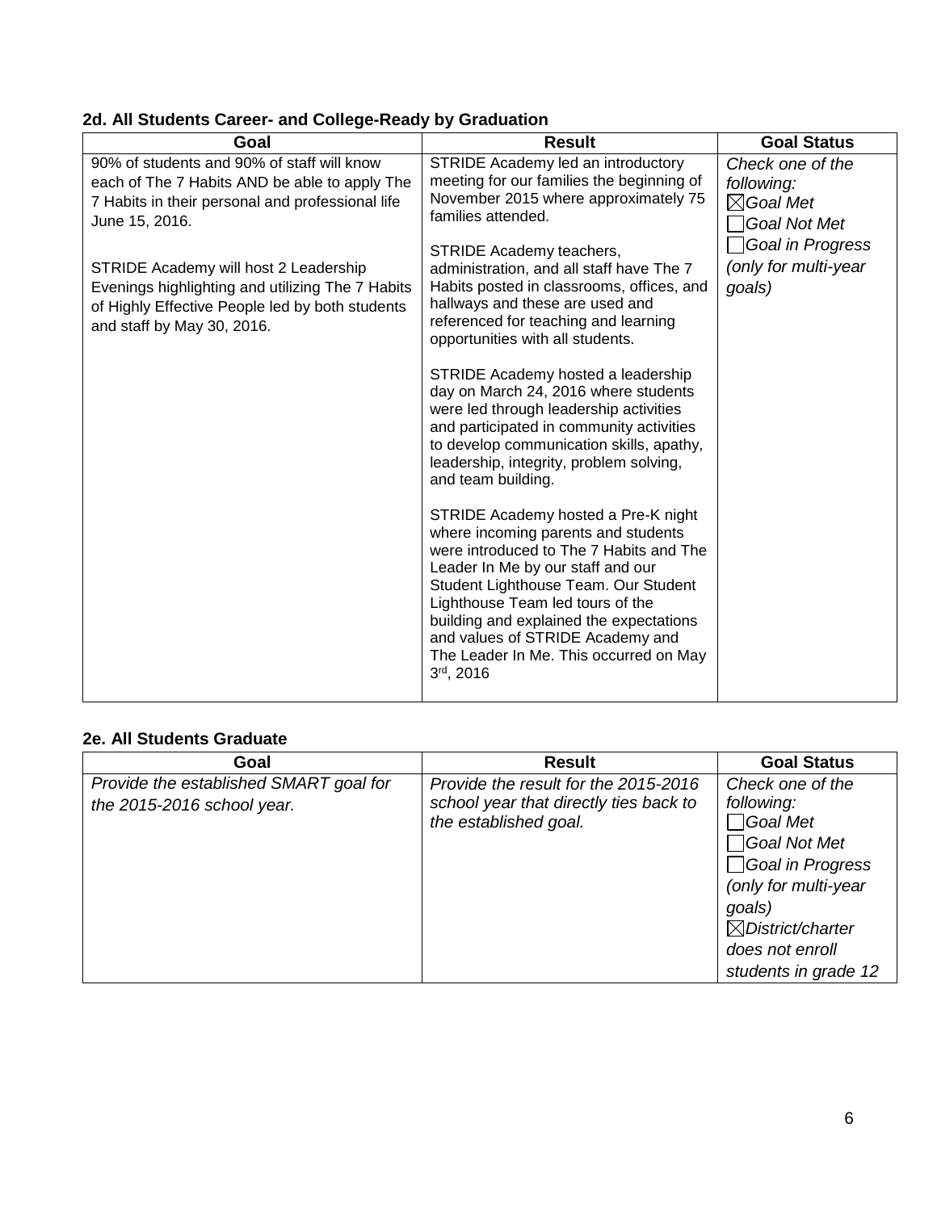### 2d. All Students Career- and College-Ready by Graduation

| Goal | Result | Goal Status |
|---|---|---|
| 90% of students and 90% of staff will know each of The 7 Habits AND be able to apply The 7 Habits in their personal and professional life June 15, 2016.<br><br>STRIDE Academy will host 2 Leadership Evenings highlighting and utilizing The 7 Habits of Highly Effective People led by both students and staff by May 30, 2016. | STRIDE Academy led an introductory meeting for our families the beginning of November 2015 where approximately 75 families attended.<br><br>STRIDE Academy teachers, administration, and all staff have The 7 Habits posted in classrooms, offices, and hallways and these are used and referenced for teaching and learning opportunities with all students.<br><br>STRIDE Academy hosted a leadership day on March 24, 2016 where students were led through leadership activities and participated in community activities to develop communication skills, apathy, leadership, integrity, problem solving, and team building.<br><br>STRIDE Academy hosted a Pre-K night where incoming parents and students were introduced to The 7 Habits and The Leader In Me by our staff and our Student Lighthouse Team. Our Student Lighthouse Team led tours of the building and explained the expectations and values of STRIDE Academy and The Leader In Me. This occurred on May 3rd, 2016 | *Check one of the following:*<br>☒*Goal Met*<br>☐*Goal Not Met*<br>☐*Goal in Progress (only for multi-year goals)* |

### 2e. All Students Graduate

| Goal | Result | Goal Status |
|---|---|---|
| *Provide the established SMART goal for the 2015-2016 school year.* | *Provide the result for the 2015-2016 school year that directly ties back to the established goal.* | *Check one of the following:*<br>☐*Goal Met*<br>☐*Goal Not Met*<br>☐*Goal in Progress (only for multi-year goals)*<br>☒*District/charter does not enroll students in grade 12* |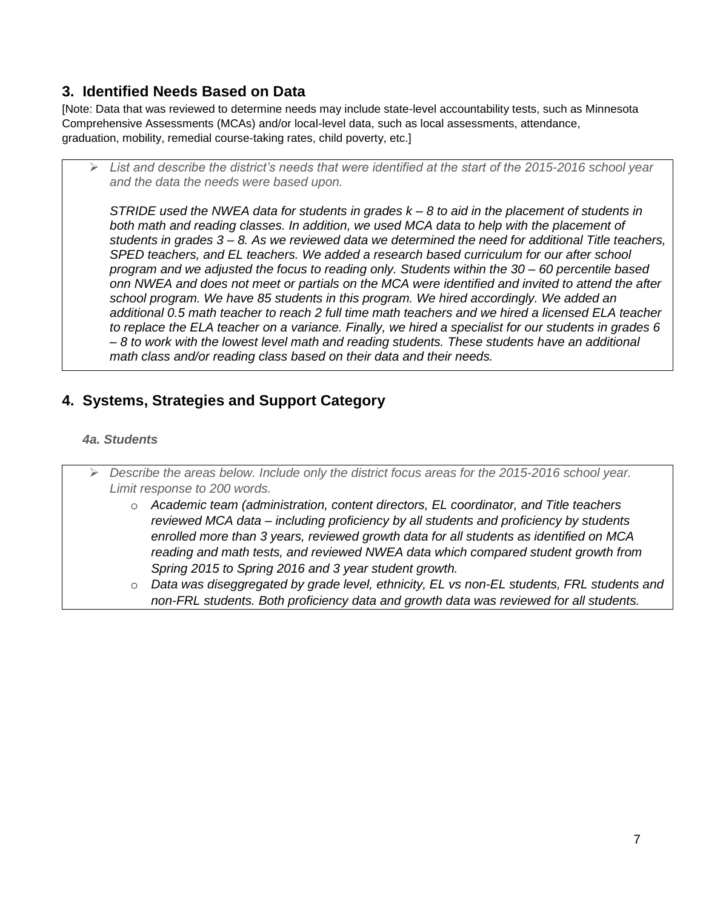## 3. Identified Needs Based on Data

[Note: Data that was reviewed to determine needs may include state-level accountability tests, such as Minnesota Comprehensive Assessments (MCAs) and/or local-level data, such as local assessments, attendance, graduation, mobility, remedial course-taking rates, child poverty, etc.]

- *List and describe the district's needs that were identified at the start of the 2015-2016 school year and the data the needs were based upon.*

  *STRIDE used the NWEA data for students in grades k – 8 to aid in the placement of students in both math and reading classes. In addition, we used MCA data to help with the placement of students in grades 3 – 8. As we reviewed data we determined the need for additional Title teachers, SPED teachers, and EL teachers. We added a research based curriculum for our after school program and we adjusted the focus to reading only. Students within the 30 – 60 percentile based onn NWEA and does not meet or partials on the MCA were identified and invited to attend the after school program. We have 85 students in this program. We hired accordingly. We added an additional 0.5 math teacher to reach 2 full time math teachers and we hired a licensed ELA teacher to replace the ELA teacher on a variance. Finally, we hired a specialist for our students in grades 6 – 8 to work with the lowest level math and reading students. These students have an additional math class and/or reading class based on their data and their needs.*

## 4. Systems, Strategies and Support Category

### *4a. Students*

- *Describe the areas below. Include only the district focus areas for the 2015-2016 school year. Limit response to 200 words.*
  - *Academic team (administration, content directors, EL coordinator, and Title teachers reviewed MCA data – including proficiency by all students and proficiency by students enrolled more than 3 years, reviewed growth data for all students as identified on MCA reading and math tests, and reviewed NWEA data which compared student growth from Spring 2015 to Spring 2016 and 3 year student growth.*
  - *Data was diseggregated by grade level, ethnicity, EL vs non-EL students, FRL students and non-FRL students. Both proficiency data and growth data was reviewed for all students.*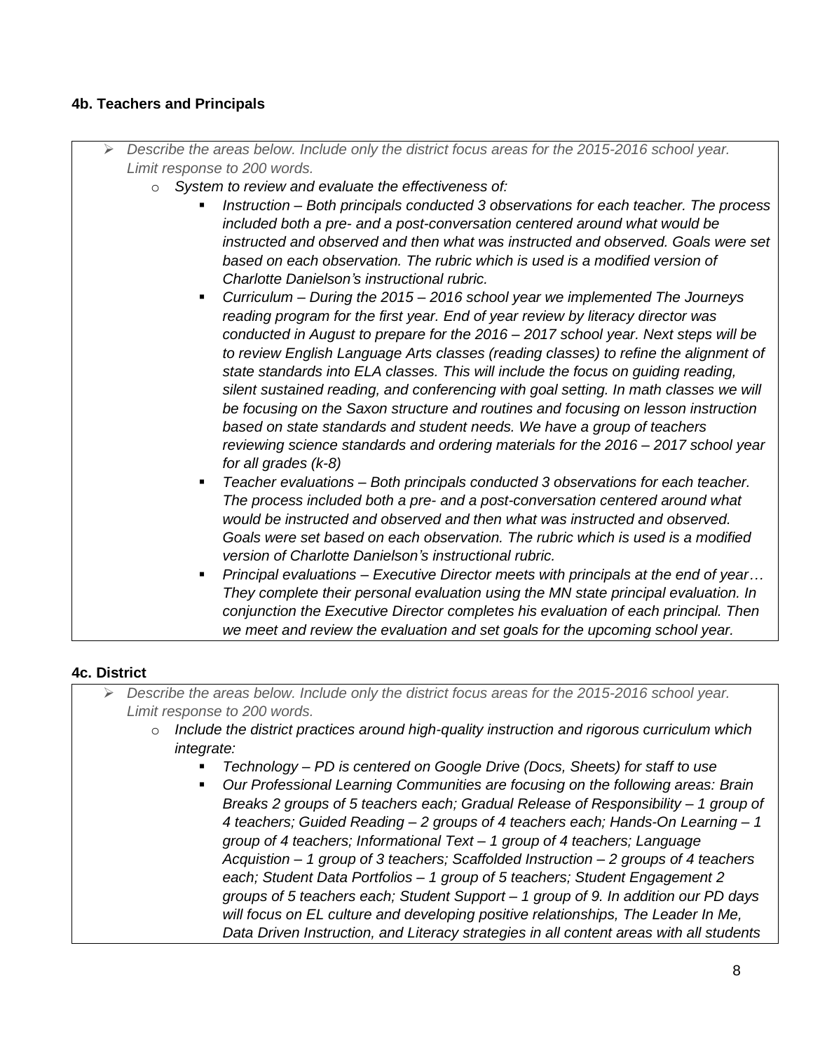**4b. Teachers and Principals**

- *Describe the areas below. Include only the district focus areas for the 2015-2016 school year. Limit response to 200 words.*
  - *System to review and evaluate the effectiveness of:*
    - *Instruction – Both principals conducted 3 observations for each teacher. The process included both a pre- and a post-conversation centered around what would be instructed and observed and then what was instructed and observed. Goals were set based on each observation. The rubric which is used is a modified version of Charlotte Danielson's instructional rubric.*
    - *Curriculum – During the 2015 – 2016 school year we implemented The Journeys reading program for the first year. End of year review by literacy director was conducted in August to prepare for the 2016 – 2017 school year. Next steps will be to review English Language Arts classes (reading classes) to refine the alignment of state standards into ELA classes. This will include the focus on guiding reading, silent sustained reading, and conferencing with goal setting. In math classes we will be focusing on the Saxon structure and routines and focusing on lesson instruction based on state standards and student needs. We have a group of teachers reviewing science standards and ordering materials for the 2016 – 2017 school year for all grades (k-8)*
    - *Teacher evaluations – Both principals conducted 3 observations for each teacher. The process included both a pre- and a post-conversation centered around what would be instructed and observed and then what was instructed and observed. Goals were set based on each observation. The rubric which is used is a modified version of Charlotte Danielson's instructional rubric.*
    - *Principal evaluations – Executive Director meets with principals at the end of year… They complete their personal evaluation using the MN state principal evaluation. In conjunction the Executive Director completes his evaluation of each principal. Then we meet and review the evaluation and set goals for the upcoming school year.*

**4c. District**

- *Describe the areas below. Include only the district focus areas for the 2015-2016 school year. Limit response to 200 words.*
  - *Include the district practices around high-quality instruction and rigorous curriculum which integrate:*
    - *Technology – PD is centered on Google Drive (Docs, Sheets) for staff to use*
    - *Our Professional Learning Communities are focusing on the following areas: Brain Breaks 2 groups of 5 teachers each; Gradual Release of Responsibility – 1 group of 4 teachers; Guided Reading – 2 groups of 4 teachers each; Hands-On Learning – 1 group of 4 teachers; Informational Text – 1 group of 4 teachers; Language Acquistion – 1 group of 3 teachers; Scaffolded Instruction – 2 groups of 4 teachers each; Student Data Portfolios – 1 group of 5 teachers; Student Engagement 2 groups of 5 teachers each; Student Support – 1 group of 9. In addition our PD days will focus on EL culture and developing positive relationships, The Leader In Me, Data Driven Instruction, and Literacy strategies in all content areas with all students*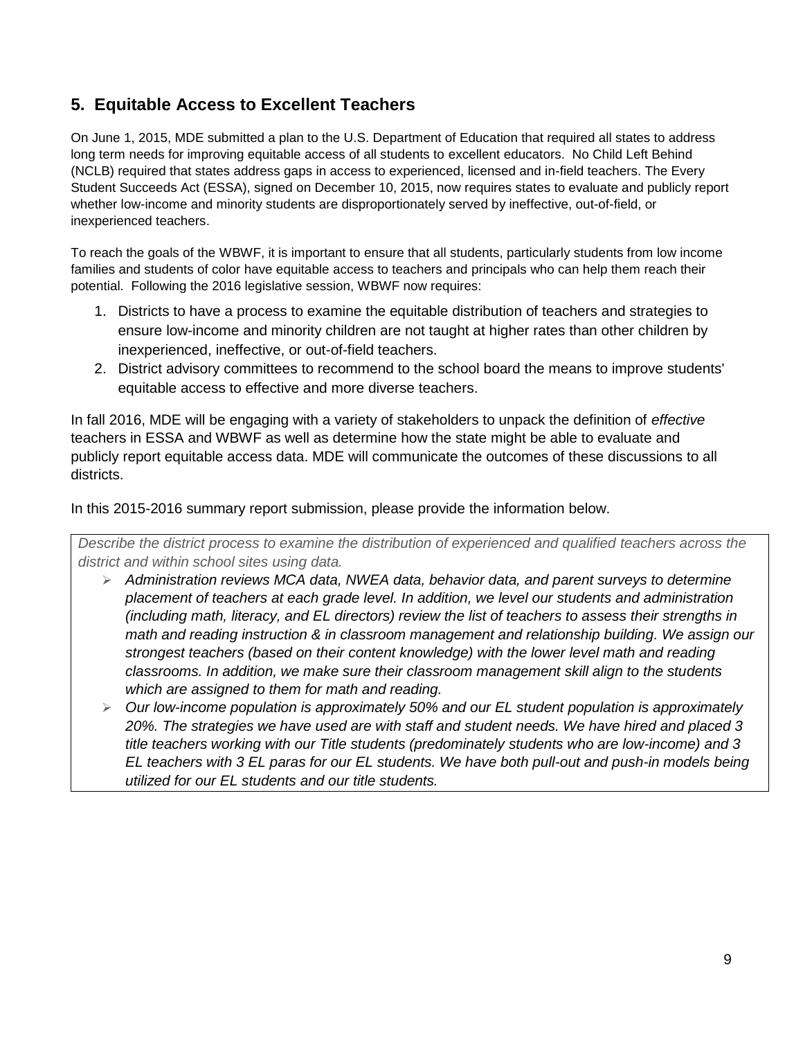## 5. Equitable Access to Excellent Teachers

On June 1, 2015, MDE submitted a plan to the U.S. Department of Education that required all states to address long term needs for improving equitable access of all students to excellent educators. No Child Left Behind (NCLB) required that states address gaps in access to experienced, licensed and in-field teachers. The Every Student Succeeds Act (ESSA), signed on December 10, 2015, now requires states to evaluate and publicly report whether low-income and minority students are disproportionately served by ineffective, out-of-field, or inexperienced teachers.

To reach the goals of the WBWF, it is important to ensure that all students, particularly students from low income families and students of color have equitable access to teachers and principals who can help them reach their potential. Following the 2016 legislative session, WBWF now requires:

1. Districts to have a process to examine the equitable distribution of teachers and strategies to ensure low-income and minority children are not taught at higher rates than other children by inexperienced, ineffective, or out-of-field teachers.
2. District advisory committees to recommend to the school board the means to improve students' equitable access to effective and more diverse teachers.

In fall 2016, MDE will be engaging with a variety of stakeholders to unpack the definition of *effective* teachers in ESSA and WBWF as well as determine how the state might be able to evaluate and publicly report equitable access data. MDE will communicate the outcomes of these discussions to all districts.

In this 2015-2016 summary report submission, please provide the information below.

*Describe the district process to examine the distribution of experienced and qualified teachers across the district and within school sites using data.*

- *Administration reviews MCA data, NWEA data, behavior data, and parent surveys to determine placement of teachers at each grade level. In addition, we level our students and administration (including math, literacy, and EL directors) review the list of teachers to assess their strengths in math and reading instruction & in classroom management and relationship building. We assign our strongest teachers (based on their content knowledge) with the lower level math and reading classrooms. In addition, we make sure their classroom management skill align to the students which are assigned to them for math and reading.*
- *Our low-income population is approximately 50% and our EL student population is approximately 20%. The strategies we have used are with staff and student needs. We have hired and placed 3 title teachers working with our Title students (predominately students who are low-income) and 3 EL teachers with 3 EL paras for our EL students. We have both pull-out and push-in models being utilized for our EL students and our title students.*